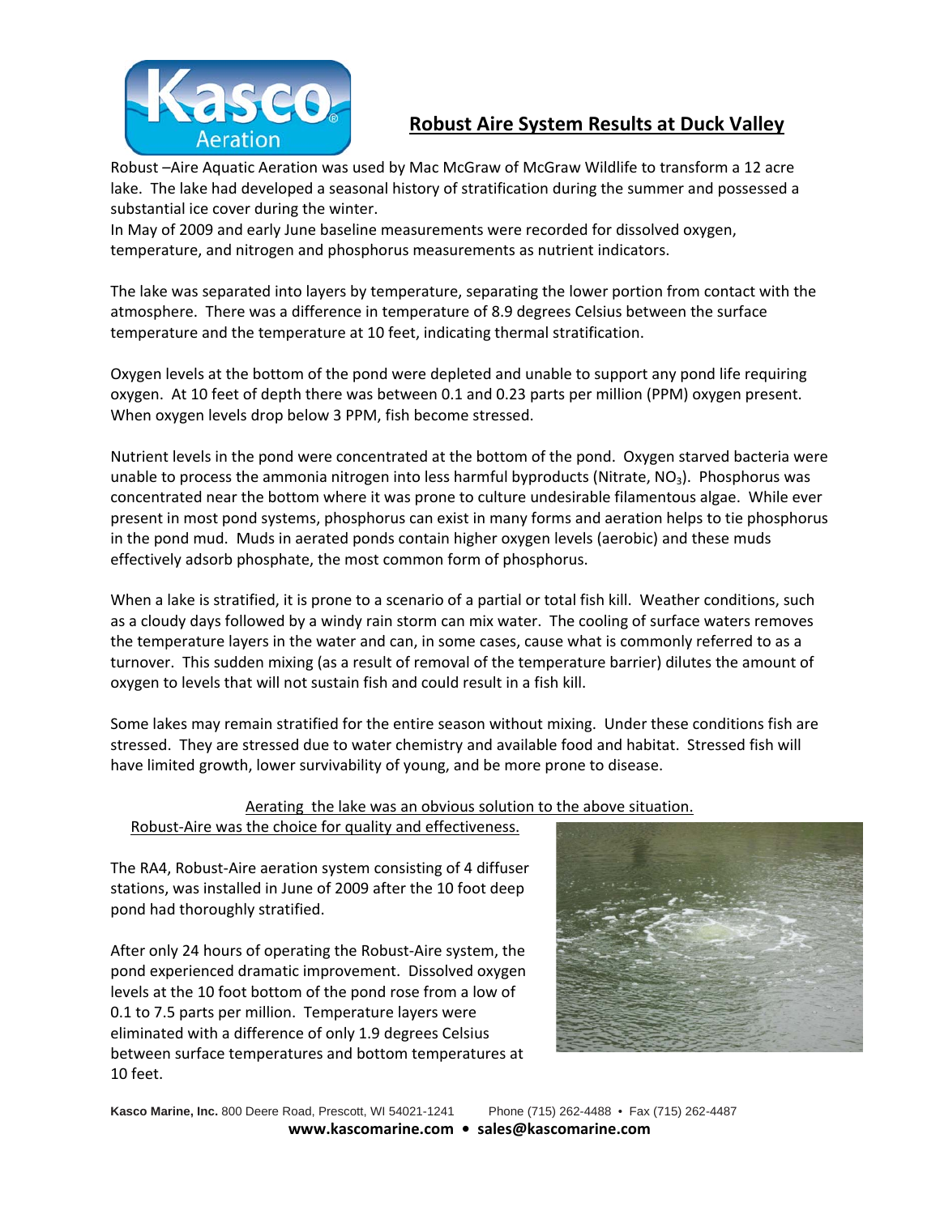## Robust Aire System Results at Duck Valley

Robust –Aire Aquatic Aeration was used by Mac McGraw of McGraw Wildlife to transform a 12 acre lake. The lake had developed a seasonal history of stratification during the summer and possessed a substantial ice cover during the winter.
In May of 2009 and early June baseline measurements were recorded for dissolved oxygen, temperature, and nitrogen and phosphorus measurements as nutrient indicators.

The lake was separated into layers by temperature, separating the lower portion from contact with the atmosphere. There was a difference in temperature of 8.9 degrees Celsius between the surface temperature and the temperature at 10 feet, indicating thermal stratification.

Oxygen levels at the bottom of the pond were depleted and unable to support any pond life requiring oxygen. At 10 feet of depth there was between 0.1 and 0.23 parts per million (PPM) oxygen present. When oxygen levels drop below 3 PPM, fish become stressed.

Nutrient levels in the pond were concentrated at the bottom of the pond. Oxygen starved bacteria were unable to process the ammonia nitrogen into less harmful byproducts (Nitrate, $NO_3$). Phosphorus was concentrated near the bottom where it was prone to culture undesirable filamentous algae. While ever present in most pond systems, phosphorus can exist in many forms and aeration helps to tie phosphorus in the pond mud. Muds in aerated ponds contain higher oxygen levels (aerobic) and these muds effectively adsorb phosphate, the most common form of phosphorus.

When a lake is stratified, it is prone to a scenario of a partial or total fish kill. Weather conditions, such as a cloudy days followed by a windy rain storm can mix water. The cooling of surface waters removes the temperature layers in the water and can, in some cases, cause what is commonly referred to as a turnover. This sudden mixing (as a result of removal of the temperature barrier) dilutes the amount of oxygen to levels that will not sustain fish and could result in a fish kill.

Some lakes may remain stratified for the entire season without mixing. Under these conditions fish are stressed. They are stressed due to water chemistry and available food and habitat. Stressed fish will have limited growth, lower survivability of young, and be more prone to disease.

Aerating the lake was an obvious solution to the above situation.
Robust-Aire was the choice for quality and effectiveness.

The RA4, Robust-Aire aeration system consisting of 4 diffuser stations, was installed in June of 2009 after the 10 foot deep pond had thoroughly stratified.

After only 24 hours of operating the Robust-Aire system, the pond experienced dramatic improvement. Dissolved oxygen levels at the 10 foot bottom of the pond rose from a low of 0.1 to 7.5 parts per million. Temperature layers were eliminated with a difference of only 1.9 degrees Celsius between surface temperatures and bottom temperatures at 10 feet.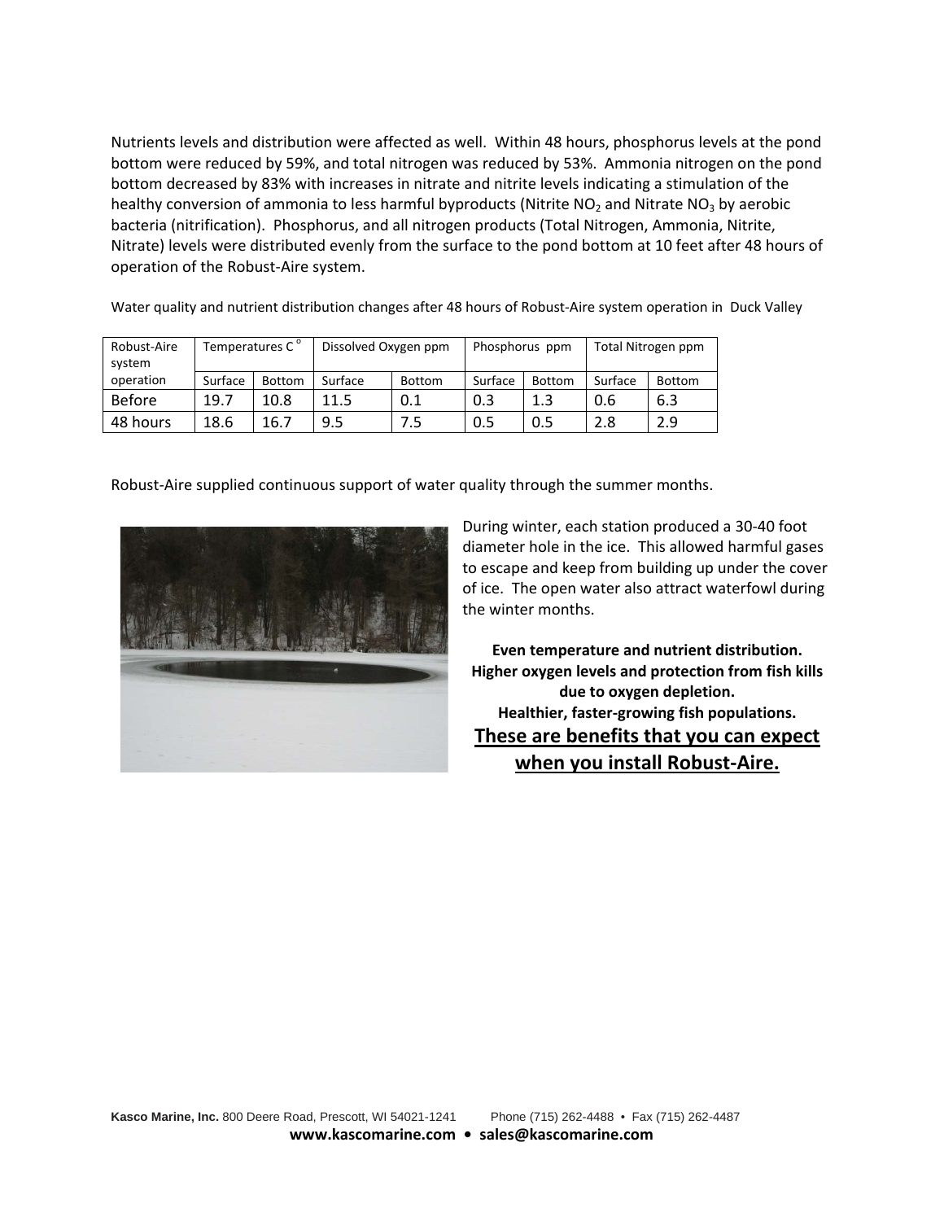Nutrients levels and distribution were affected as well. Within 48 hours, phosphorus levels at the pond bottom were reduced by 59%, and total nitrogen was reduced by 53%. Ammonia nitrogen on the pond bottom decreased by 83% with increases in nitrate and nitrite levels indicating a stimulation of the healthy conversion of ammonia to less harmful byproducts (Nitrite $NO_2$ and Nitrate $NO_3$ by aerobic bacteria (nitrification). Phosphorus, and all nitrogen products (Total Nitrogen, Ammonia, Nitrite, Nitrate) levels were distributed evenly from the surface to the pond bottom at 10 feet after 48 hours of operation of the Robust-Aire system.

Water quality and nutrient distribution changes after 48 hours of Robust-Aire system operation in Duck Valley

| Robust-Aire system operation | Temperatures C ° | | Dissolved Oxygen ppm | | Phosphorus ppm | | Total Nitrogen ppm | |
|---|---|---|---|---|---|---|---|---|
| | Surface | Bottom | Surface | Bottom | Surface | Bottom | Surface | Bottom |
| Before | 19.7 | 10.8 | 11.5 | 0.1 | 0.3 | 1.3 | 0.6 | 6.3 |
| 48 hours | 18.6 | 16.7 | 9.5 | 7.5 | 0.5 | 0.5 | 2.8 | 2.9 |

Robust-Aire supplied continuous support of water quality through the summer months.

During winter, each station produced a 30-40 foot diameter hole in the ice. This allowed harmful gases to escape and keep from building up under the cover of ice. The open water also attract waterfowl during the winter months.

**Even temperature and nutrient distribution.**
**Higher oxygen levels and protection from fish kills due to oxygen depletion.**
**Healthier, faster-growing fish populations.**
**These are benefits that you can expect when you install Robust-Aire.**

**Kasco Marine, Inc.** 800 Deere Road, Prescott, WI 54021-1241 Phone (715) 262-4488 • Fax (715) 262-4487
**www.kascomarine.com • sales@kascomarine.com**